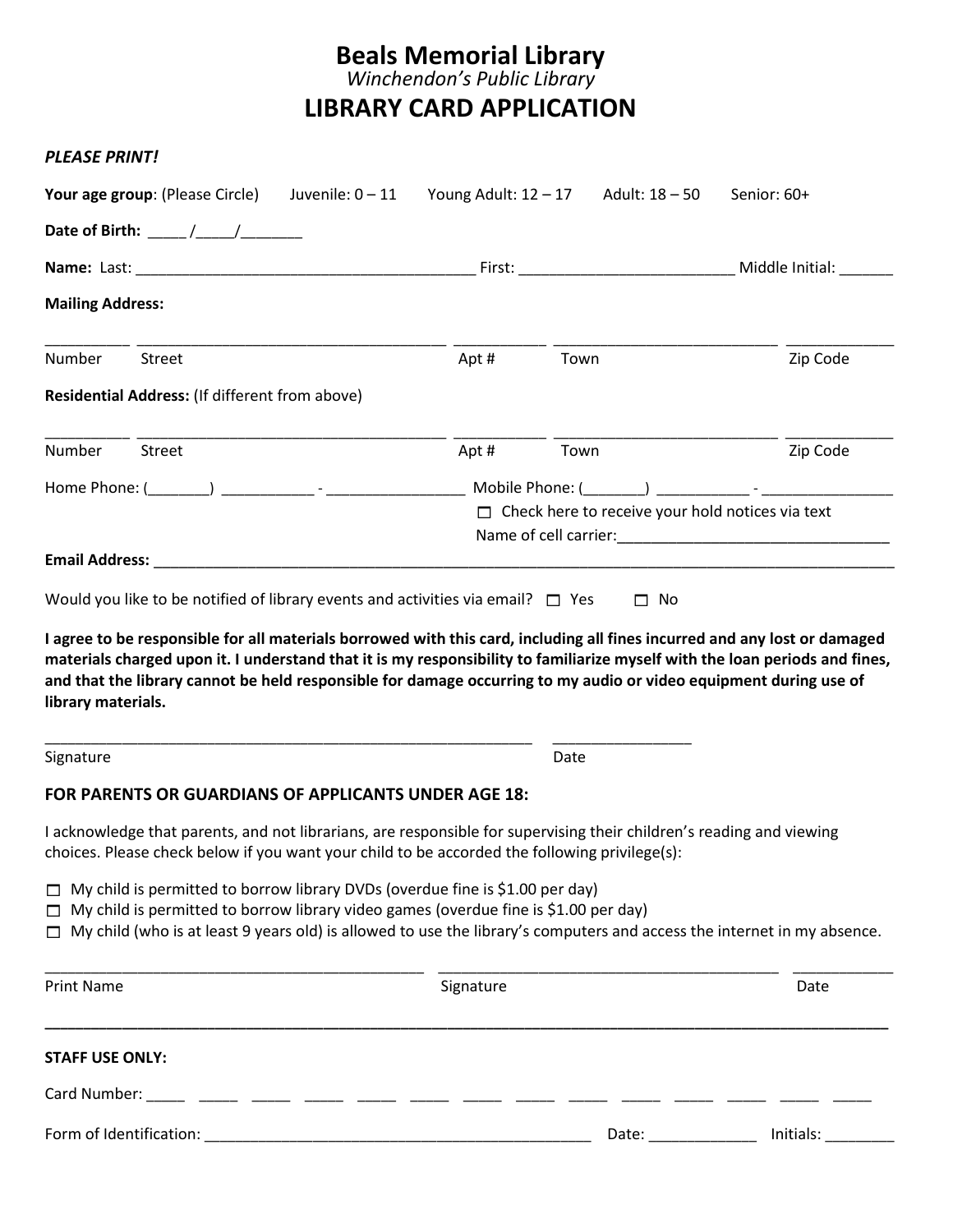# Beals Memorial Library

*Winchendon's Public Library*

## LIBRARY CARD APPLICATION

***PLEASE PRINT!***

**Your age group**: (Please Circle)   Juvenile: 0 – 11   Young Adult: 12 – 17   Adult: 18 – 50   Senior: 60+

**Date of Birth:** _____ /_____/________

**Name:** Last: ________________________________________ First: __________________________ Middle Initial: ______

**Mailing Address:**

__________ ____________________________________ ___________ ___________________________ _____________

Number   Street   Apt #   Town   Zip Code

**Residential Address:** (If different from above)

__________ ____________________________________ ___________ ___________________________ _____________

Number   Street   Apt #   Town   Zip Code

Home Phone: (________) ___________ - ________________   Mobile Phone: (_______) ___________ - ________________

☐ Check here to receive your hold notices via text

Name of cell carrier:________________________________

**Email Address:** ____________________________________________________________________________________

Would you like to be notified of library events and activities via email? ☐ Yes   ☐ No

**I agree to be responsible for all materials borrowed with this card, including all fines incurred and any lost or damaged materials charged upon it. I understand that it is my responsibility to familiarize myself with the loan periods and fines, and that the library cannot be held responsible for damage occurring to my audio or video equipment during use of library materials.**

___________________________________________________________   _________________

Signature   Date

### FOR PARENTS OR GUARDIANS OF APPLICANTS UNDER AGE 18:

I acknowledge that parents, and not librarians, are responsible for supervising their children's reading and viewing choices. Please check below if you want your child to be accorded the following privilege(s):

☐ My child is permitted to borrow library DVDs (overdue fine is $1.00 per day)
☐ My child is permitted to borrow library video games (overdue fine is $1.00 per day)
☐ My child (who is at least 9 years old) is allowed to use the library's computers and access the internet in my absence.

_____________________________________________   __________________________________________   ____________

Print Name   Signature   Date

---

**STAFF USE ONLY:**

Card Number: _____ _____ _____ _____ _____ _____ _____ _____ _____ _____ _____ _____ _____ _____

Form of Identification: _______________________________________________   Date: _____________   Initials: ________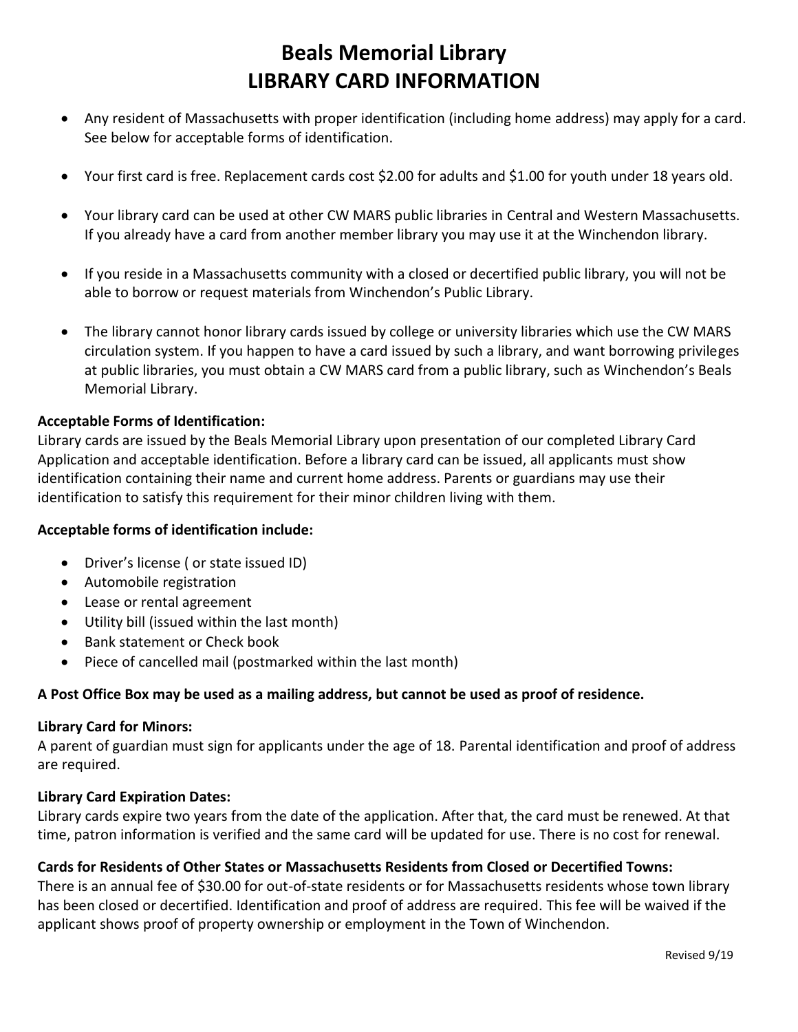# Beals Memorial Library
# LIBRARY CARD INFORMATION

- Any resident of Massachusetts with proper identification (including home address) may apply for a card. See below for acceptable forms of identification.
- Your first card is free. Replacement cards cost $2.00 for adults and $1.00 for youth under 18 years old.
- Your library card can be used at other CW MARS public libraries in Central and Western Massachusetts. If you already have a card from another member library you may use it at the Winchendon library.
- If you reside in a Massachusetts community with a closed or decertified public library, you will not be able to borrow or request materials from Winchendon's Public Library.
- The library cannot honor library cards issued by college or university libraries which use the CW MARS circulation system. If you happen to have a card issued by such a library, and want borrowing privileges at public libraries, you must obtain a CW MARS card from a public library, such as Winchendon's Beals Memorial Library.

**Acceptable Forms of Identification:**
Library cards are issued by the Beals Memorial Library upon presentation of our completed Library Card Application and acceptable identification. Before a library card can be issued, all applicants must show identification containing their name and current home address. Parents or guardians may use their identification to satisfy this requirement for their minor children living with them.

**Acceptable forms of identification include:**

- Driver's license ( or state issued ID)
- Automobile registration
- Lease or rental agreement
- Utility bill (issued within the last month)
- Bank statement or Check book
- Piece of cancelled mail (postmarked within the last month)

**A Post Office Box may be used as a mailing address, but cannot be used as proof of residence.**

**Library Card for Minors:**
A parent of guardian must sign for applicants under the age of 18. Parental identification and proof of address are required.

**Library Card Expiration Dates:**
Library cards expire two years from the date of the application. After that, the card must be renewed. At that time, patron information is verified and the same card will be updated for use. There is no cost for renewal.

**Cards for Residents of Other States or Massachusetts Residents from Closed or Decertified Towns:**
There is an annual fee of $30.00 for out-of-state residents or for Massachusetts residents whose town library has been closed or decertified. Identification and proof of address are required. This fee will be waived if the applicant shows proof of property ownership or employment in the Town of Winchendon.

Revised 9/19